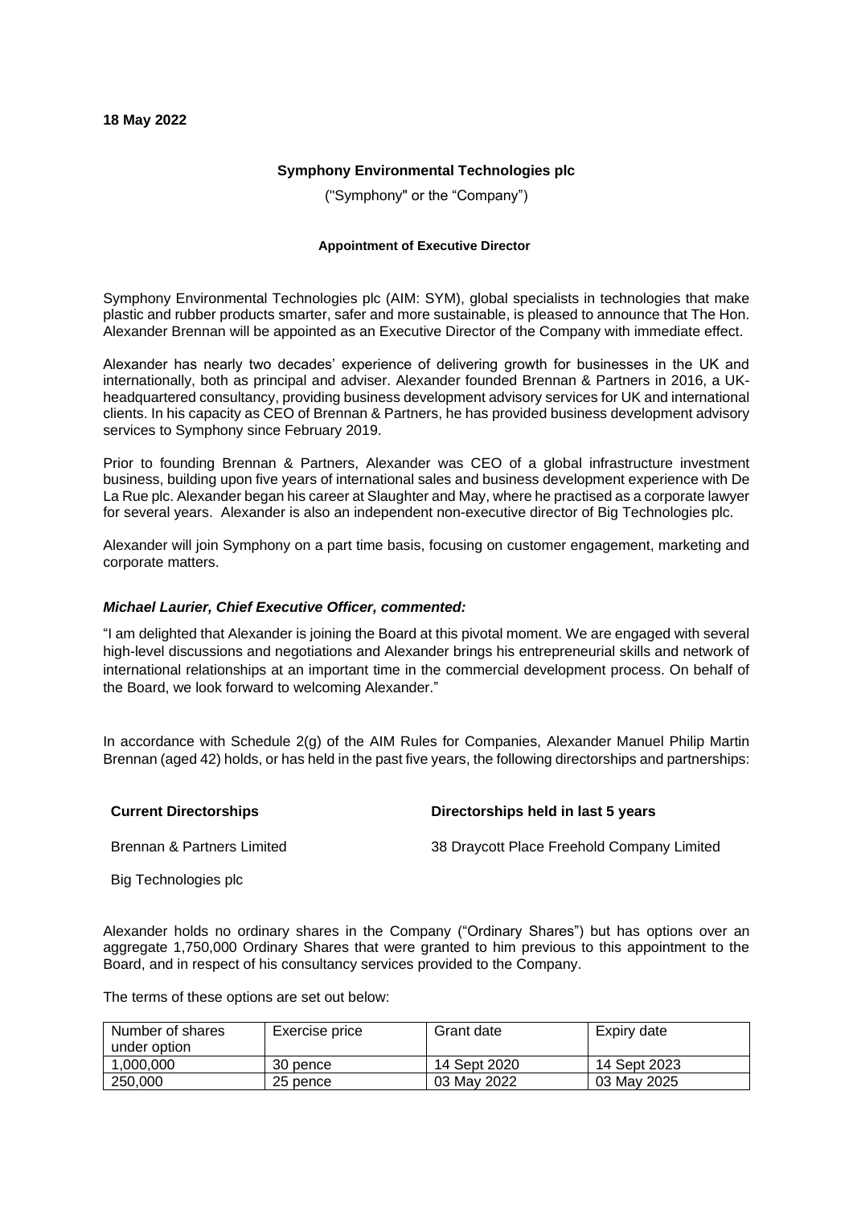**18 May 2022**

**Symphony Environmental Technologies plc**

("Symphony" or the "Company")

**Appointment of Executive Director**

Symphony Environmental Technologies plc (AIM: SYM), global specialists in technologies that make plastic and rubber products smarter, safer and more sustainable, is pleased to announce that The Hon. Alexander Brennan will be appointed as an Executive Director of the Company with immediate effect.

Alexander has nearly two decades' experience of delivering growth for businesses in the UK and internationally, both as principal and adviser. Alexander founded Brennan & Partners in 2016, a UK-headquartered consultancy, providing business development advisory services for UK and international clients. In his capacity as CEO of Brennan & Partners, he has provided business development advisory services to Symphony since February 2019.

Prior to founding Brennan & Partners, Alexander was CEO of a global infrastructure investment business, building upon five years of international sales and business development experience with De La Rue plc. Alexander began his career at Slaughter and May, where he practised as a corporate lawyer for several years. Alexander is also an independent non-executive director of Big Technologies plc.

Alexander will join Symphony on a part time basis, focusing on customer engagement, marketing and corporate matters.

***Michael Laurier, Chief Executive Officer, commented:***

"I am delighted that Alexander is joining the Board at this pivotal moment. We are engaged with several high-level discussions and negotiations and Alexander brings his entrepreneurial skills and network of international relationships at an important time in the commercial development process. On behalf of the Board, we look forward to welcoming Alexander."

In accordance with Schedule 2(g) of the AIM Rules for Companies, Alexander Manuel Philip Martin Brennan (aged 42) holds, or has held in the past five years, the following directorships and partnerships:

| **Current Directorships** | **Directorships held in last 5 years** |
|---|---|
| Brennan & Partners Limited | 38 Draycott Place Freehold Company Limited |
| Big Technologies plc | |

Alexander holds no ordinary shares in the Company ("Ordinary Shares") but has options over an aggregate 1,750,000 Ordinary Shares that were granted to him previous to this appointment to the Board, and in respect of his consultancy services provided to the Company.

The terms of these options are set out below:

| Number of shares under option | Exercise price | Grant date | Expiry date |
|---|---|---|---|
| 1,000,000 | 30 pence | 14 Sept 2020 | 14 Sept 2023 |
| 250,000 | 25 pence | 03 May 2022 | 03 May 2025 |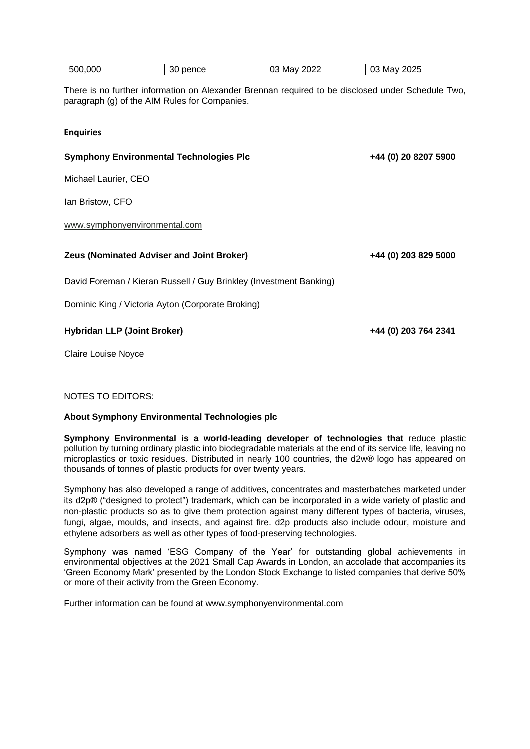| | | | |
|---|---|---|---|
| 500,000 | 30 pence | 03 May 2022 | 03 May 2025 |

There is no further information on Alexander Brennan required to be disclosed under Schedule Two, paragraph (g) of the AIM Rules for Companies.

**Enquiries**

**Symphony Environmental Technologies Plc** **+44 (0) 20 8207 5900**

Michael Laurier, CEO

Ian Bristow, CFO

www.symphonyenvironmental.com

**Zeus (Nominated Adviser and Joint Broker)** **+44 (0) 203 829 5000**

David Foreman / Kieran Russell / Guy Brinkley (Investment Banking)

Dominic King / Victoria Ayton (Corporate Broking)

**Hybridan LLP (Joint Broker)** **+44 (0) 203 764 2341**

Claire Louise Noyce

NOTES TO EDITORS:

**About Symphony Environmental Technologies plc**

**Symphony Environmental is a world-leading developer of technologies that** reduce plastic pollution by turning ordinary plastic into biodegradable materials at the end of its service life, leaving no microplastics or toxic residues. Distributed in nearly 100 countries, the d2w® logo has appeared on thousands of tonnes of plastic products for over twenty years.

Symphony has also developed a range of additives, concentrates and masterbatches marketed under its d2p® ("designed to protect") trademark, which can be incorporated in a wide variety of plastic and non-plastic products so as to give them protection against many different types of bacteria, viruses, fungi, algae, moulds, and insects, and against fire. d2p products also include odour, moisture and ethylene adsorbers as well as other types of food-preserving technologies.

Symphony was named 'ESG Company of the Year' for outstanding global achievements in environmental objectives at the 2021 Small Cap Awards in London, an accolade that accompanies its 'Green Economy Mark' presented by the London Stock Exchange to listed companies that derive 50% or more of their activity from the Green Economy.

Further information can be found at www.symphonyenvironmental.com